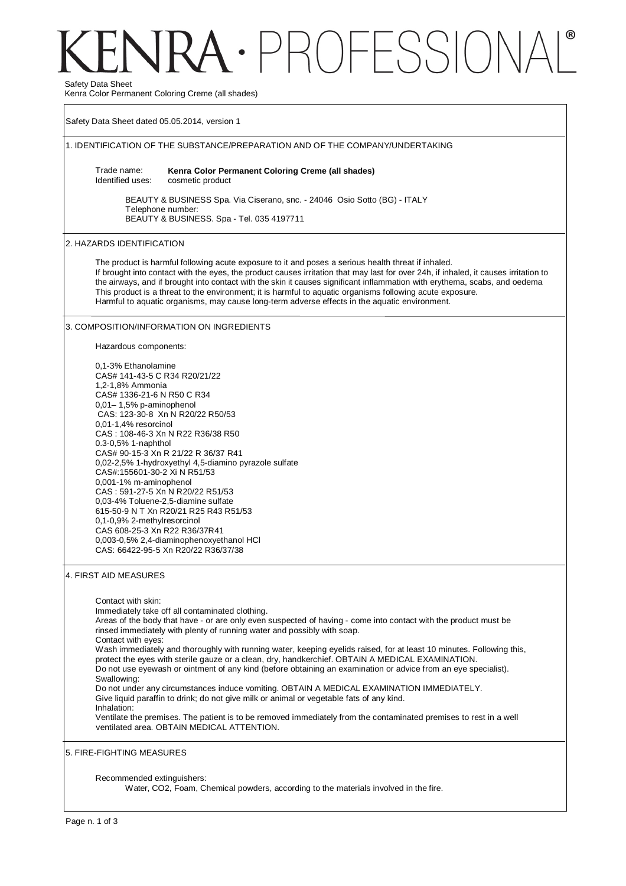# KENRA · PROFESSIONAL®

Safety Data Sheet
Kenra Color Permanent Coloring Creme (all shades)

Safety Data Sheet dated 05.05.2014, version 1

## 1. IDENTIFICATION OF THE SUBSTANCE/PREPARATION AND OF THE COMPANY/UNDERTAKING

Trade name: **Kenra Color Permanent Coloring Creme (all shades)**
Identified uses: cosmetic product

BEAUTY & BUSINESS Spa. Via Ciserano, snc. - 24046 Osio Sotto (BG) - ITALY
Telephone number:
BEAUTY & BUSINESS. Spa - Tel. 035 4197711

## 2. HAZARDS IDENTIFICATION

The product is harmful following acute exposure to it and poses a serious health threat if inhaled.
If brought into contact with the eyes, the product causes irritation that may last for over 24h, if inhaled, it causes irritation to the airways, and if brought into contact with the skin it causes significant inflammation with erythema, scabs, and oedema
This product is a threat to the environment; it is harmful to aquatic organisms following acute exposure.
Harmful to aquatic organisms, may cause long-term adverse effects in the aquatic environment.

## 3. COMPOSITION/INFORMATION ON INGREDIENTS

Hazardous components:

0,1-3% Ethanolamine
CAS# 141-43-5 C R34 R20/21/22
1,2-1,8% Ammonia
CAS# 1336-21-6 N R50 C R34
0,01– 1,5% p-aminophenol
CAS: 123-30-8 Xn N R20/22 R50/53
0,01-1,4% resorcinol
CAS : 108-46-3 Xn N R22 R36/38 R50
0.3-0,5% 1-naphthol
CAS# 90-15-3 Xn R 21/22 R 36/37 R41
0,02-2,5% 1-hydroxyethyl 4,5-diamino pyrazole sulfate
CAS#:155601-30-2 Xi N R51/53
0,001-1% m-aminophenol
CAS : 591-27-5 Xn N R20/22 R51/53
0,03-4% Toluene-2,5-diamine sulfate
615-50-9 N T Xn R20/21 R25 R43 R51/53
0,1-0,9% 2-methylresorcinol
CAS 608-25-3 Xn R22 R36/37R41
0,003-0,5% 2,4-diaminophenoxyethanol HCl
CAS: 66422-95-5 Xn R20/22 R36/37/38

## 4. FIRST AID MEASURES

Contact with skin:
Immediately take off all contaminated clothing.
Areas of the body that have - or are only even suspected of having - come into contact with the product must be rinsed immediately with plenty of running water and possibly with soap.
Contact with eyes:
Wash immediately and thoroughly with running water, keeping eyelids raised, for at least 10 minutes. Following this, protect the eyes with sterile gauze or a clean, dry, handkerchief. OBTAIN A MEDICAL EXAMINATION.
Do not use eyewash or ointment of any kind (before obtaining an examination or advice from an eye specialist).
Swallowing:
Do not under any circumstances induce vomiting. OBTAIN A MEDICAL EXAMINATION IMMEDIATELY.
Give liquid paraffin to drink; do not give milk or animal or vegetable fats of any kind.
Inhalation:
Ventilate the premises. The patient is to be removed immediately from the contaminated premises to rest in a well ventilated area. OBTAIN MEDICAL ATTENTION.

## 5. FIRE-FIGHTING MEASURES

Recommended extinguishers:
Water, CO2, Foam, Chemical powders, according to the materials involved in the fire.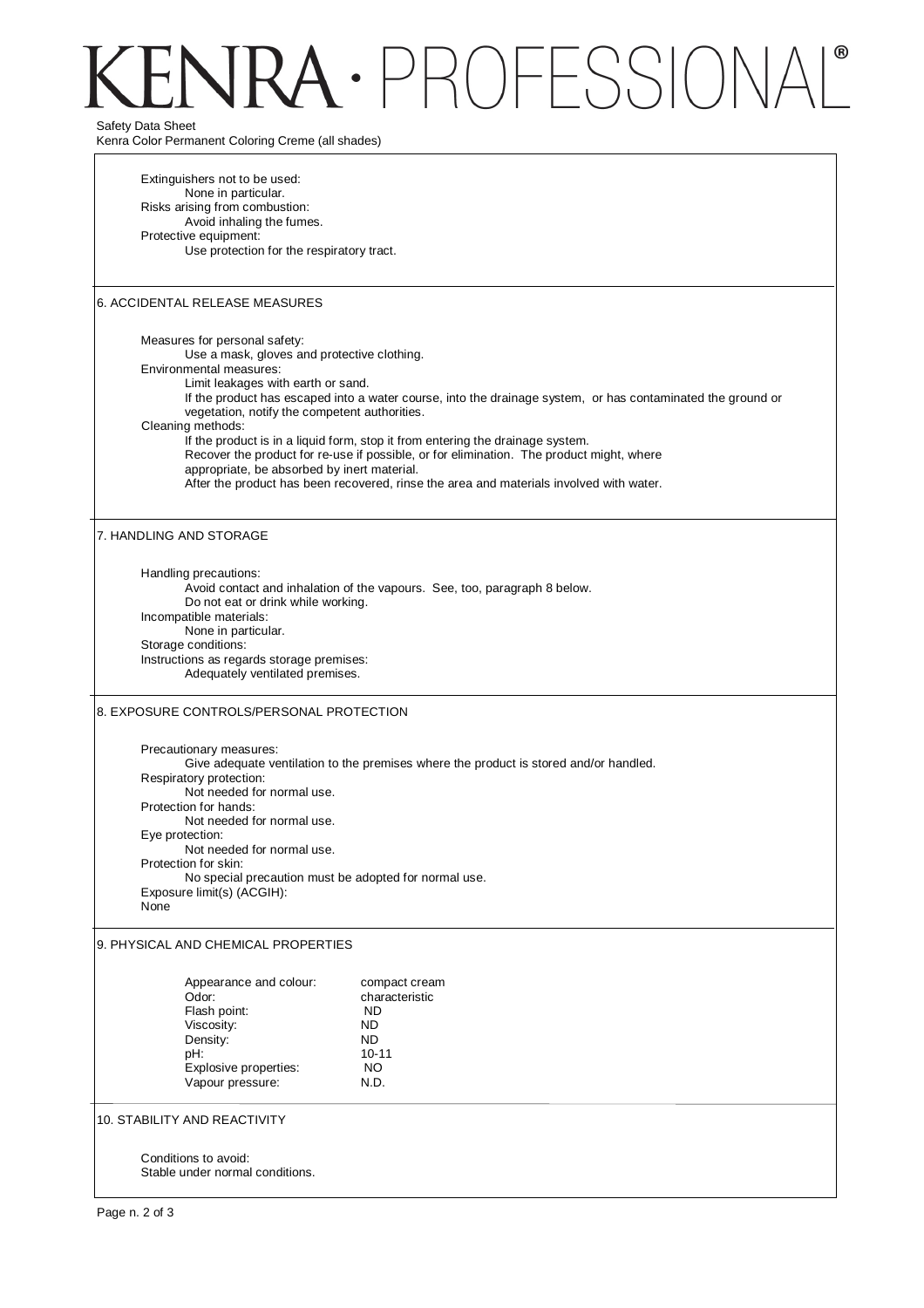Extinguishers not to be used:
None in particular.
Risks arising from combustion:
Avoid inhaling the fumes.
Protective equipment:
Use protection for the respiratory tract.

## 6. ACCIDENTAL RELEASE MEASURES

Measures for personal safety:
Use a mask, gloves and protective clothing.
Environmental measures:
Limit leakages with earth or sand.
If the product has escaped into a water course, into the drainage system, or has contaminated the ground or vegetation, notify the competent authorities.
Cleaning methods:
If the product is in a liquid form, stop it from entering the drainage system.
Recover the product for re-use if possible, or for elimination. The product might, where appropriate, be absorbed by inert material.
After the product has been recovered, rinse the area and materials involved with water.

## 7. HANDLING AND STORAGE

Handling precautions:
Avoid contact and inhalation of the vapours. See, too, paragraph 8 below.
Do not eat or drink while working.
Incompatible materials:
None in particular.
Storage conditions:
Instructions as regards storage premises:
Adequately ventilated premises.

## 8. EXPOSURE CONTROLS/PERSONAL PROTECTION

Precautionary measures:
Give adequate ventilation to the premises where the product is stored and/or handled.
Respiratory protection:
Not needed for normal use.
Protection for hands:
Not needed for normal use.
Eye protection:
Not needed for normal use.
Protection for skin:
No special precaution must be adopted for normal use.
Exposure limit(s) (ACGIH):
None

## 9. PHYSICAL AND CHEMICAL PROPERTIES

| | |
|---|---|
| Appearance and colour: | compact cream |
| Odor: | characteristic |
| Flash point: | ND |
| Viscosity: | ND |
| Density: | ND |
| pH: | 10-11 |
| Explosive properties: | NO |
| Vapour pressure: | N.D. |

## 10. STABILITY AND REACTIVITY

Conditions to avoid:
Stable under normal conditions.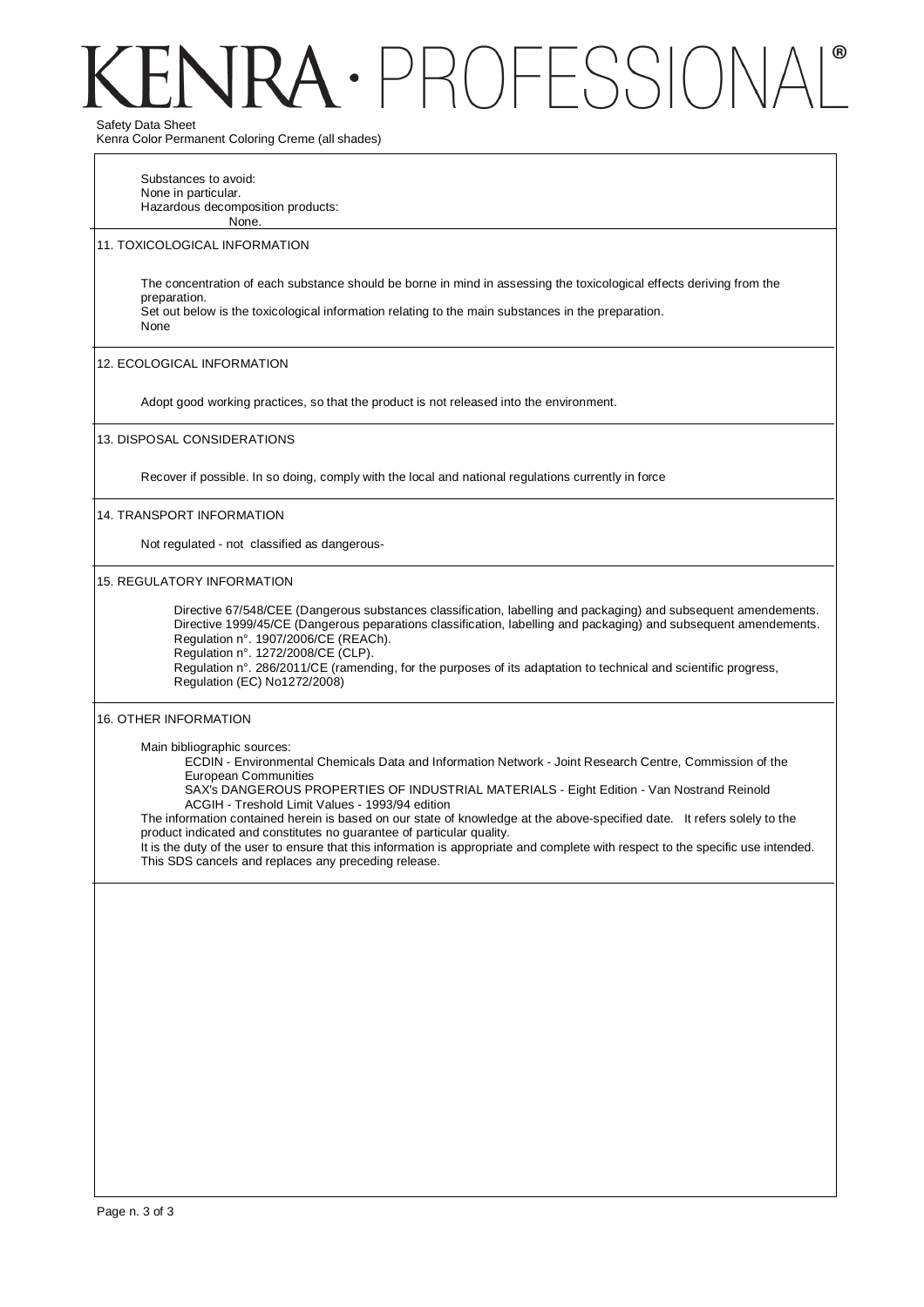Substances to avoid:
None in particular.
Hazardous decomposition products:
None.

## 11. TOXICOLOGICAL INFORMATION

The concentration of each substance should be borne in mind in assessing the toxicological effects deriving from the preparation.
Set out below is the toxicological information relating to the main substances in the preparation.
None

## 12. ECOLOGICAL INFORMATION

Adopt good working practices, so that the product is not released into the environment.

## 13. DISPOSAL CONSIDERATIONS

Recover if possible. In so doing, comply with the local and national regulations currently in force

## 14. TRANSPORT INFORMATION

Not regulated - not classified as dangerous-

## 15. REGULATORY INFORMATION

Directive 67/548/CEE (Dangerous substances classification, labelling and packaging) and subsequent amendements.
Directive 1999/45/CE (Dangerous peparations classification, labelling and packaging) and subsequent amendements.
Regulation n°. 1907/2006/CE (REACh).
Regulation n°. 1272/2008/CE (CLP).
Regulation n°. 286/2011/CE (ramending, for the purposes of its adaptation to technical and scientific progress, Regulation (EC) No1272/2008)

## 16. OTHER INFORMATION

Main bibliographic sources:

ECDIN - Environmental Chemicals Data and Information Network - Joint Research Centre, Commission of the European Communities
SAX's DANGEROUS PROPERTIES OF INDUSTRIAL MATERIALS - Eight Edition - Van Nostrand Reinold
ACGIH - Treshold Limit Values - 1993/94 edition

The information contained herein is based on our state of knowledge at the above-specified date. It refers solely to the product indicated and constitutes no guarantee of particular quality.
It is the duty of the user to ensure that this information is appropriate and complete with respect to the specific use intended.
This SDS cancels and replaces any preceding release.